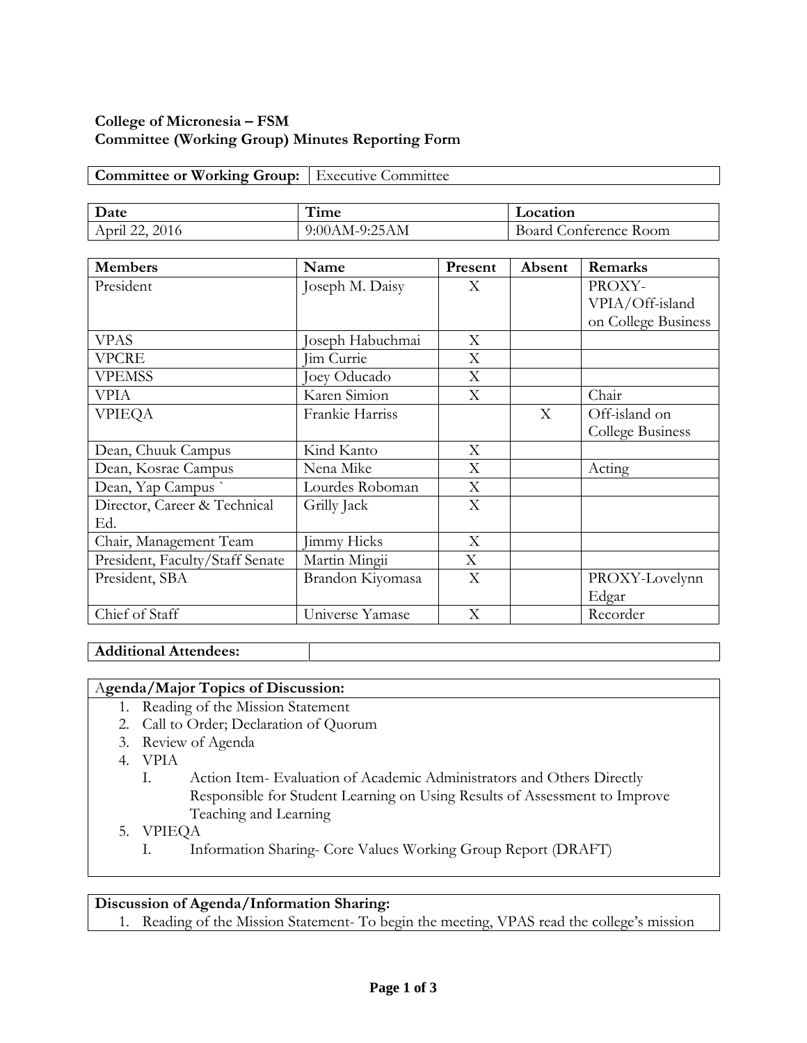**College of Micronesia – FSM**
**Committee (Working Group) Minutes Reporting Form**

| **Committee or Working Group:** | Executive Committee |
|---|---|

| **Date** | **Time** | **Location** |
|---|---|---|
| April 22, 2016 | 9:00AM-9:25AM | Board Conference Room |

| **Members** | **Name** | **Present** | **Absent** | **Remarks** |
|---|---|---|---|---|
| President | Joseph M. Daisy | X | | PROXY-VPIA/Off-island on College Business |
| VPAS | Joseph Habuchmai | X | | |
| VPCRE | Jim Currie | X | | |
| VPEMSS | Joey Oducado | X | | |
| VPIA | Karen Simion | X | | Chair |
| VPIEQA | Frankie Harriss | | X | Off-island on College Business |
| Dean, Chuuk Campus | Kind Kanto | X | | |
| Dean, Kosrae Campus | Nena Mike | X | | Acting |
| Dean, Yap Campus ` | Lourdes Roboman | X | | |
| Director, Career & Technical Ed. | Grilly Jack | X | | |
| Chair, Management Team | Jimmy Hicks | X | | |
| President, Faculty/Staff Senate | Martin Mingii | X | | |
| President, SBA | Brandon Kiyomasa | X | | PROXY-Lovelynn Edgar |
| Chief of Staff | Universe Yamase | X | | Recorder |

| **Additional Attendees:** | |
|---|---|

**Agenda/Major Topics of Discussion:**

1. Reading of the Mission Statement
2. Call to Order; Declaration of Quorum
3. Review of Agenda
4. VPIA
   I. Action Item- Evaluation of Academic Administrators and Others Directly Responsible for Student Learning on Using Results of Assessment to Improve Teaching and Learning
5. VPIEQA
   I. Information Sharing- Core Values Working Group Report (DRAFT)

**Discussion of Agenda/Information Sharing:**

1. Reading of the Mission Statement- To begin the meeting, VPAS read the college's mission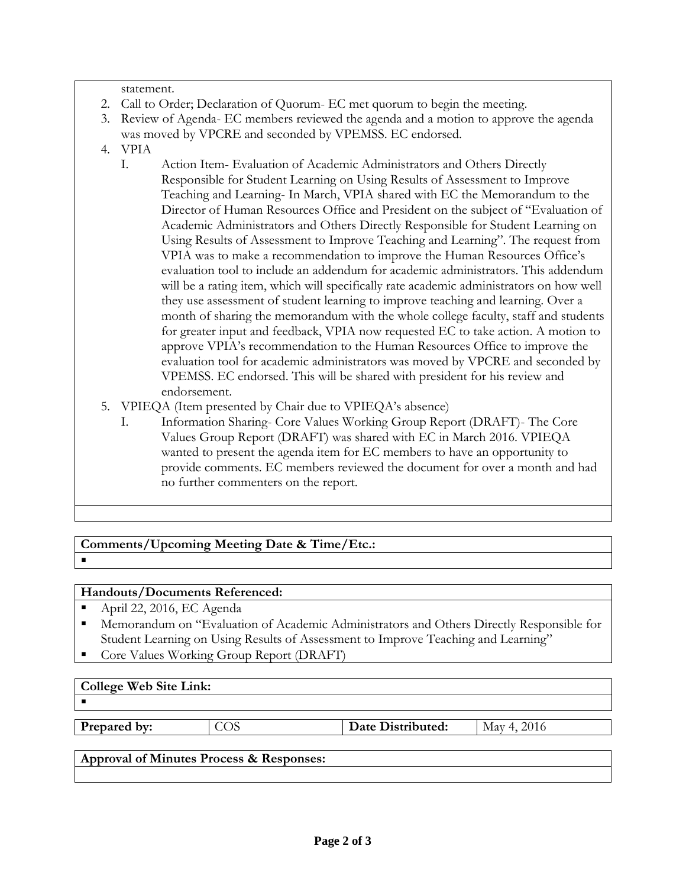statement.

2. Call to Order; Declaration of Quorum- EC met quorum to begin the meeting.
3. Review of Agenda- EC members reviewed the agenda and a motion to approve the agenda was moved by VPCRE and seconded by VPEMSS. EC endorsed.
4. VPIA
   I. Action Item- Evaluation of Academic Administrators and Others Directly Responsible for Student Learning on Using Results of Assessment to Improve Teaching and Learning- In March, VPIA shared with EC the Memorandum to the Director of Human Resources Office and President on the subject of "Evaluation of Academic Administrators and Others Directly Responsible for Student Learning on Using Results of Assessment to Improve Teaching and Learning". The request from VPIA was to make a recommendation to improve the Human Resources Office's evaluation tool to include an addendum for academic administrators. This addendum will be a rating item, which will specifically rate academic administrators on how well they use assessment of student learning to improve teaching and learning. Over a month of sharing the memorandum with the whole college faculty, staff and students for greater input and feedback, VPIA now requested EC to take action. A motion to approve VPIA's recommendation to the Human Resources Office to improve the evaluation tool for academic administrators was moved by VPCRE and seconded by VPEMSS. EC endorsed. This will be shared with president for his review and endorsement.
5. VPIEQA (Item presented by Chair due to VPIEQA's absence)
   I. Information Sharing- Core Values Working Group Report (DRAFT)- The Core Values Group Report (DRAFT) was shared with EC in March 2016. VPIEQA wanted to present the agenda item for EC members to have an opportunity to provide comments. EC members reviewed the document for over a month and had no further commenters on the report.

**Comments/Upcoming Meeting Date & Time/Etc.:**

- 

**Handouts/Documents Referenced:**

- April 22, 2016, EC Agenda
- Memorandum on "Evaluation of Academic Administrators and Others Directly Responsible for Student Learning on Using Results of Assessment to Improve Teaching and Learning"
- Core Values Working Group Report (DRAFT)

**College Web Site Link:**

- 

| **Prepared by:** | COS | **Date Distributed:** | May 4, 2016 |
|---|---|---|---|

**Approval of Minutes Process & Responses:**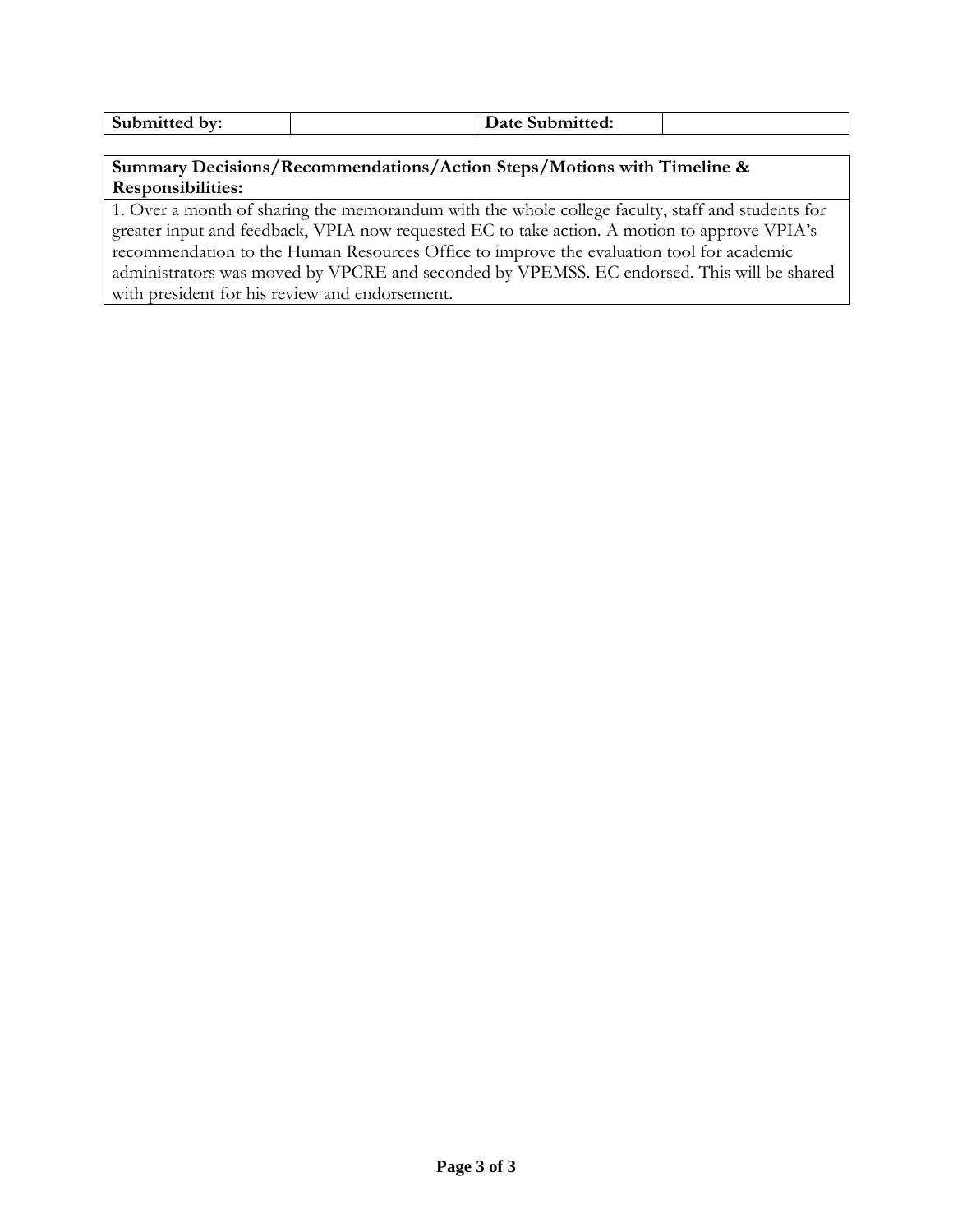| Submitted by: | | Date Submitted: | |
|---|---|---|---|

| **Summary Decisions/Recommendations/Action Steps/Motions with Timeline & Responsibilities:** |
|---|
| 1. Over a month of sharing the memorandum with the whole college faculty, staff and students for greater input and feedback, VPIA now requested EC to take action. A motion to approve VPIA's recommendation to the Human Resources Office to improve the evaluation tool for academic administrators was moved by VPCRE and seconded by VPEMSS. EC endorsed. This will be shared with president for his review and endorsement. |